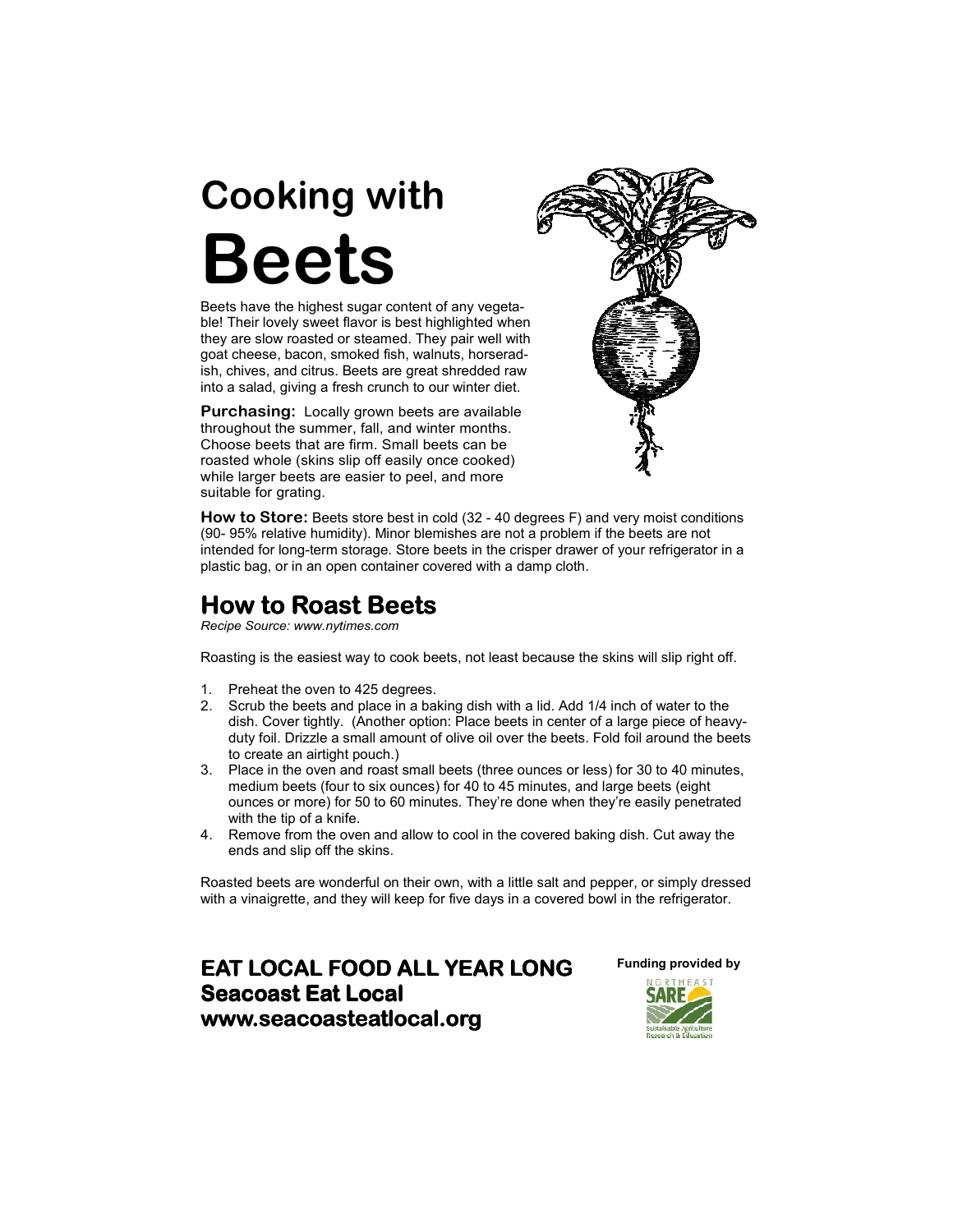# Cooking with Beets

Beets have the highest sugar content of any vegetable! Their lovely sweet flavor is best highlighted when they are slow roasted or steamed. They pair well with goat cheese, bacon, smoked fish, walnuts, horseradish, chives, and citrus. Beets are great shredded raw into a salad, giving a fresh crunch to our winter diet.

**Purchasing:** Locally grown beets are available throughout the summer, fall, and winter months. Choose beets that are firm. Small beets can be roasted whole (skins slip off easily once cooked) while larger beets are easier to peel, and more suitable for grating.

**How to Store:** Beets store best in cold (32 - 40 degrees F) and very moist conditions (90- 95% relative humidity). Minor blemishes are not a problem if the beets are not intended for long-term storage. Store beets in the crisper drawer of your refrigerator in a plastic bag, or in an open container covered with a damp cloth.

## How to Roast Beets

*Recipe Source: www.nytimes.com*

Roasting is the easiest way to cook beets, not least because the skins will slip right off.

1. Preheat the oven to 425 degrees.
2. Scrub the beets and place in a baking dish with a lid. Add 1/4 inch of water to the dish. Cover tightly. (Another option: Place beets in center of a large piece of heavy-duty foil. Drizzle a small amount of olive oil over the beets. Fold foil around the beets to create an airtight pouch.)
3. Place in the oven and roast small beets (three ounces or less) for 30 to 40 minutes, medium beets (four to six ounces) for 40 to 45 minutes, and large beets (eight ounces or more) for 50 to 60 minutes. They're done when they're easily penetrated with the tip of a knife.
4. Remove from the oven and allow to cool in the covered baking dish. Cut away the ends and slip off the skins.

Roasted beets are wonderful on their own, with a little salt and pepper, or simply dressed with a vinaigrette, and they will keep for five days in a covered bowl in the refrigerator.

**EAT LOCAL FOOD ALL YEAR LONG**
**Seacoast Eat Local**
**www.seacoasteatlocal.org**

**Funding provided by**

NORTHEAST SARE
Sustainable Agriculture Research & Education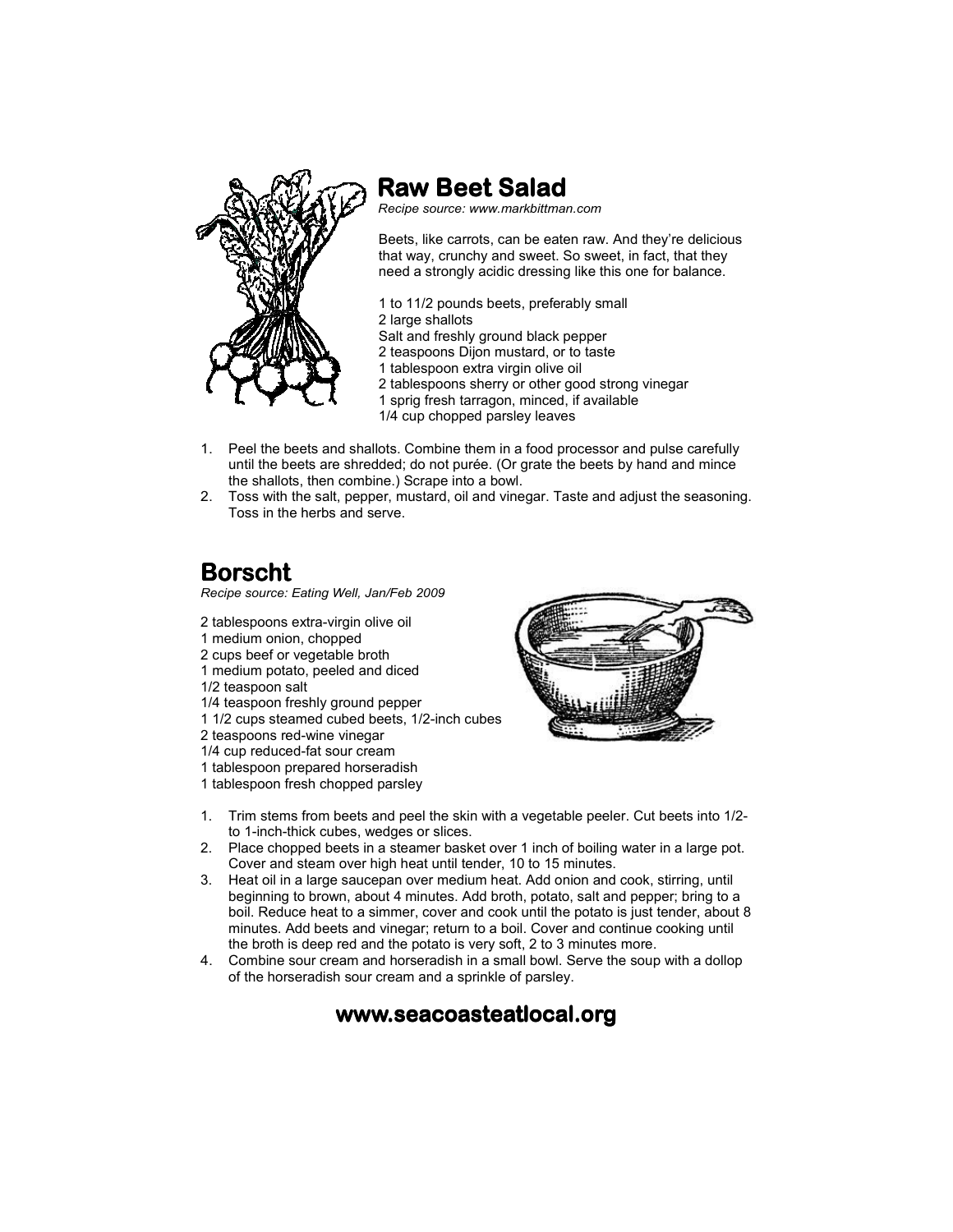# Raw Beet Salad

*Recipe source: www.markbittman.com*

Beets, like carrots, can be eaten raw. And they're delicious that way, crunchy and sweet. So sweet, in fact, that they need a strongly acidic dressing like this one for balance.

1 to 11/2 pounds beets, preferably small
2 large shallots
Salt and freshly ground black pepper
2 teaspoons Dijon mustard, or to taste
1 tablespoon extra virgin olive oil
2 tablespoons sherry or other good strong vinegar
1 sprig fresh tarragon, minced, if available
1/4 cup chopped parsley leaves

1. Peel the beets and shallots. Combine them in a food processor and pulse carefully until the beets are shredded; do not purée. (Or grate the beets by hand and mince the shallots, then combine.) Scrape into a bowl.
2. Toss with the salt, pepper, mustard, oil and vinegar. Taste and adjust the seasoning. Toss in the herbs and serve.

# Borscht

*Recipe source: Eating Well, Jan/Feb 2009*

2 tablespoons extra-virgin olive oil
1 medium onion, chopped
2 cups beef or vegetable broth
1 medium potato, peeled and diced
1/2 teaspoon salt
1/4 teaspoon freshly ground pepper
1 1/2 cups steamed cubed beets, 1/2-inch cubes
2 teaspoons red-wine vinegar
1/4 cup reduced-fat sour cream
1 tablespoon prepared horseradish
1 tablespoon fresh chopped parsley

1. Trim stems from beets and peel the skin with a vegetable peeler. Cut beets into 1/2- to 1-inch-thick cubes, wedges or slices.
2. Place chopped beets in a steamer basket over 1 inch of boiling water in a large pot. Cover and steam over high heat until tender, 10 to 15 minutes.
3. Heat oil in a large saucepan over medium heat. Add onion and cook, stirring, until beginning to brown, about 4 minutes. Add broth, potato, salt and pepper; bring to a boil. Reduce heat to a simmer, cover and cook until the potato is just tender, about 8 minutes. Add beets and vinegar; return to a boil. Cover and continue cooking until the broth is deep red and the potato is very soft, 2 to 3 minutes more.
4. Combine sour cream and horseradish in a small bowl. Serve the soup with a dollop of the horseradish sour cream and a sprinkle of parsley.

**www.seacoasteatlocal.org**